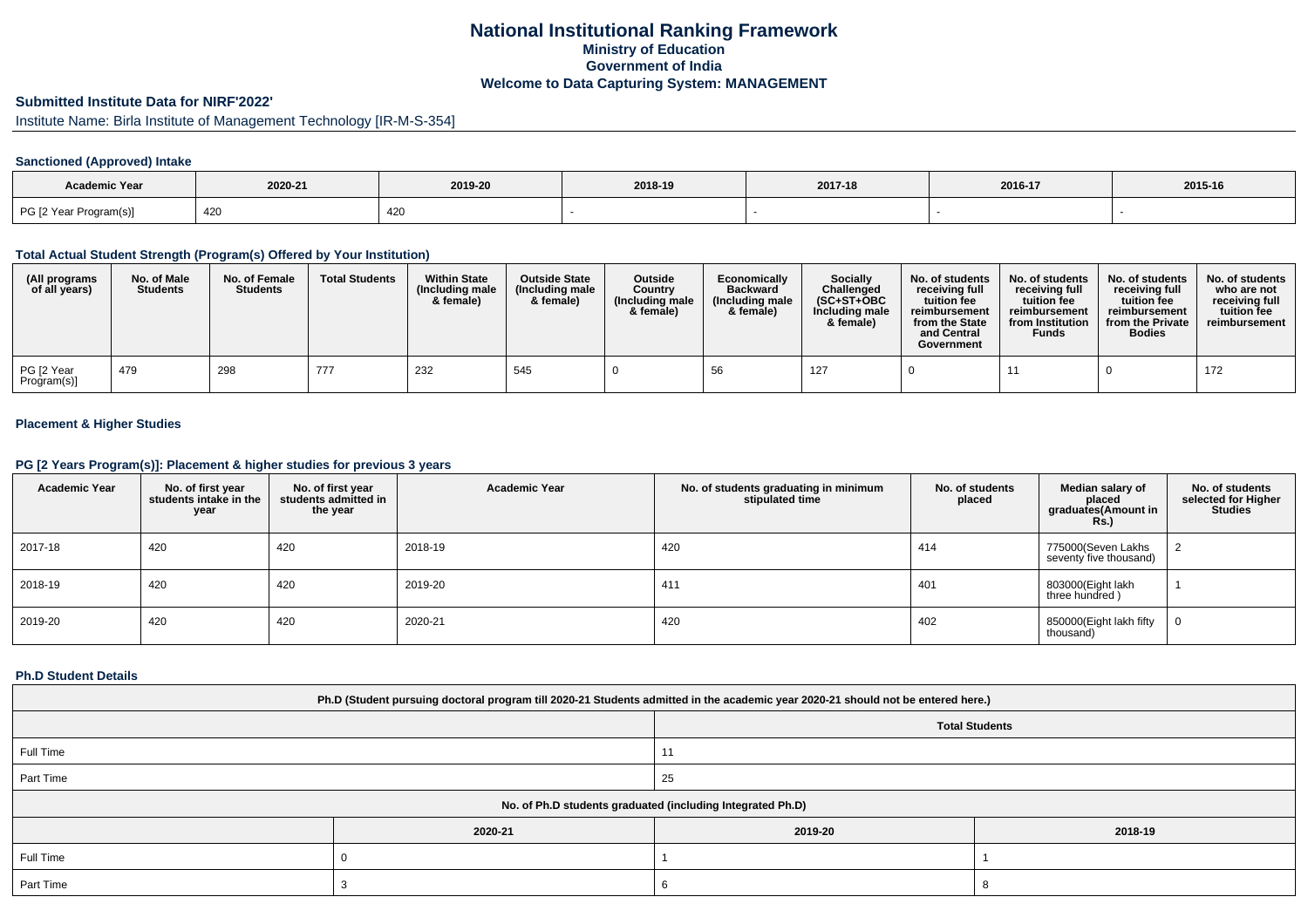# National Institutional Ranking Framework
## Ministry of Education
## Government of India
## Welcome to Data Capturing System: MANAGEMENT

### Submitted Institute Data for NIRF'2022'

Institute Name: Birla Institute of Management Technology [IR-M-S-354]

#### Sanctioned (Approved) Intake

| Academic Year | 2020-21 | 2019-20 | 2018-19 | 2017-18 | 2016-17 | 2015-16 |
|---|---|---|---|---|---|---|
| PG [2 Year Program(s)] | 420 | 420 | - | - | - | - |

#### Total Actual Student Strength (Program(s) Offered by Your Institution)

| (All programs of all years) | No. of Male Students | No. of Female Students | Total Students | Within State (Including male & female) | Outside State (Including male & female) | Outside Country (Including male & female) | Economically Backward (Including male & female) | Socially Challenged (SC+ST+OBC Including male & female) | No. of students receiving full tuition fee reimbursement from the State and Central Government | No. of students receiving full tuition fee reimbursement from Institution Funds | No. of students receiving full tuition fee reimbursement from the Private Bodies | No. of students who are not receiving full tuition fee reimbursement |
|---|---|---|---|---|---|---|---|---|---|---|---|---|
| PG [2 Year Program(s)] | 479 | 298 | 777 | 232 | 545 | 0 | 56 | 127 | 0 | 11 | 0 | 172 |

#### Placement & Higher Studies

#### PG [2 Years Program(s)]: Placement & higher studies for previous 3 years

| Academic Year | No. of first year students intake in the year | No. of first year students admitted in the year | Academic Year | No. of students graduating in minimum stipulated time | No. of students placed | Median salary of placed graduates(Amount in Rs.) | No. of students selected for Higher Studies |
|---|---|---|---|---|---|---|---|
| 2017-18 | 420 | 420 | 2018-19 | 420 | 414 | 775000(Seven Lakhs seventy five thousand) | 2 |
| 2018-19 | 420 | 420 | 2019-20 | 411 | 401 | 803000(Eight lakh three hundred ) | 1 |
| 2019-20 | 420 | 420 | 2020-21 | 420 | 402 | 850000(Eight lakh fifty thousand) | 0 |

#### Ph.D Student Details

| Ph.D (Student pursuing doctoral program till 2020-21 Students admitted in the academic year 2020-21 should not be entered here.) | |
|---|---|
| | Total Students |
| Full Time | 11 |
| Part Time | 25 |

| No. of Ph.D students graduated (including Integrated Ph.D) | | | |
|---|---|---|---|
| | 2020-21 | 2019-20 | 2018-19 |
| Full Time | 0 | 1 | 1 |
| Part Time | 3 | 6 | 8 |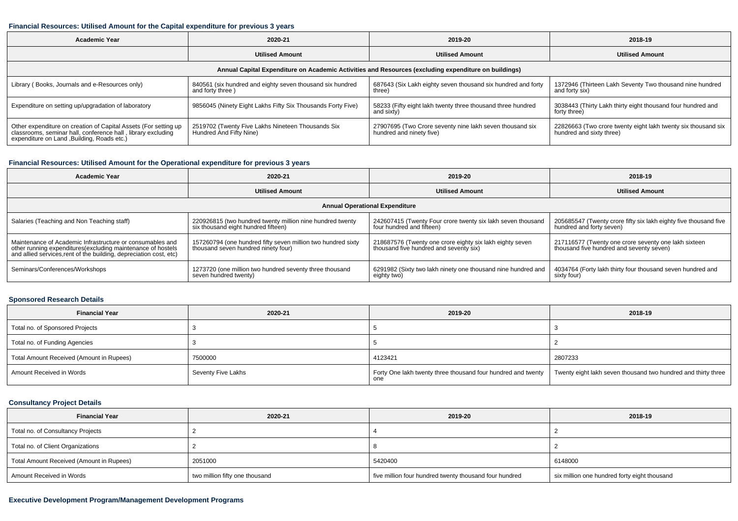### Financial Resources: Utilised Amount for the Capital expenditure for previous 3 years

| Academic Year | 2020-21 | 2019-20 | 2018-19 |
|---|---|---|---|
| | **Utilised Amount** | **Utilised Amount** | **Utilised Amount** |
| **Annual Capital Expenditure on Academic Activities and Resources (excluding expenditure on buildings)** | | | |
| Library ( Books, Journals and e-Resources only) | 840561 (six hundred and eighty seven thousand six hundred and forty three ) | 687643 (Six Lakh eighty seven thousand six hundred and forty three) | 1372946 (Thirteen Lakh Seventy Two thousand nine hundred and forty six) |
| Expenditure on setting up/upgradation of laboratory | 9856045 (Ninety Eight Lakhs Fifty Six Thousands Forty Five) | 58233 (Fifty eight lakh twenty three thousand three hundred and sixty) | 3038443 (Thirty Lakh thirty eight thousand four hundred and forty three) |
| Other expenditure on creation of Capital Assets (For setting up classrooms, seminar hall, conference hall , library excluding expenditure on Land ,Building, Roads etc.) | 2519702 (Twenty Five Lakhs Nineteen Thousands Six Hundred And Fifty Nine) | 27907695 (Two Crore seventy nine lakh seven thousand six hundred and ninety five) | 22826663 (Two crore twenty eight lakh twenty six thousand six hundred and sixty three) |

### Financial Resources: Utilised Amount for the Operational expenditure for previous 3 years

| Academic Year | 2020-21 | 2019-20 | 2018-19 |
|---|---|---|---|
| | **Utilised Amount** | **Utilised Amount** | **Utilised Amount** |
| **Annual Operational Expenditure** | | | |
| Salaries (Teaching and Non Teaching staff) | 220926815 (two hundred twenty million nine hundred twenty six thousand eight hundred fifteen) | 242607415 (Twenty Four crore twenty six lakh seven thousand four hundred and fifteen) | 205685547 (Twenty crore fifty six lakh eighty five thousand five hundred and forty seven) |
| Maintenance of Academic Infrastructure or consumables and other running expenditures(excluding maintenance of hostels and allied services,rent of the building, depreciation cost, etc) | 157260794 (one hundred fifty seven million two hundred sixty thousand seven hundred ninety four) | 218687576 (Twenty one crore eighty six lakh eighty seven thousand five hundred and seventy six) | 217116577 (Twenty one crore seventy one lakh sixteen thousand five hundred and seventy seven) |
| Seminars/Conferences/Workshops | 1273720 (one million two hundred seventy three thousand seven hundred twenty) | 6291982 (Sixty two lakh ninety one thousand nine hundred and eighty two) | 4034764 (Forty lakh thirty four thousand seven hundred and sixty four) |

### Sponsored Research Details

| Financial Year | 2020-21 | 2019-20 | 2018-19 |
|---|---|---|---|
| Total no. of Sponsored Projects | 3 | 5 | 3 |
| Total no. of Funding Agencies | 3 | 5 | 2 |
| Total Amount Received (Amount in Rupees) | 7500000 | 4123421 | 2807233 |
| Amount Received in Words | Seventy Five Lakhs | Forty One lakh twenty three thousand four hundred and twenty one | Twenty eight lakh seven thousand two hundred and thirty three |

### Consultancy Project Details

| Financial Year | 2020-21 | 2019-20 | 2018-19 |
|---|---|---|---|
| Total no. of Consultancy Projects | 2 | 4 | 2 |
| Total no. of Client Organizations | 2 | 8 | 2 |
| Total Amount Received (Amount in Rupees) | 2051000 | 5420400 | 6148000 |
| Amount Received in Words | two million fifty one thousand | five million four hundred twenty thousand four hundred | six million one hundred forty eight thousand |

### Executive Development Program/Management Development Programs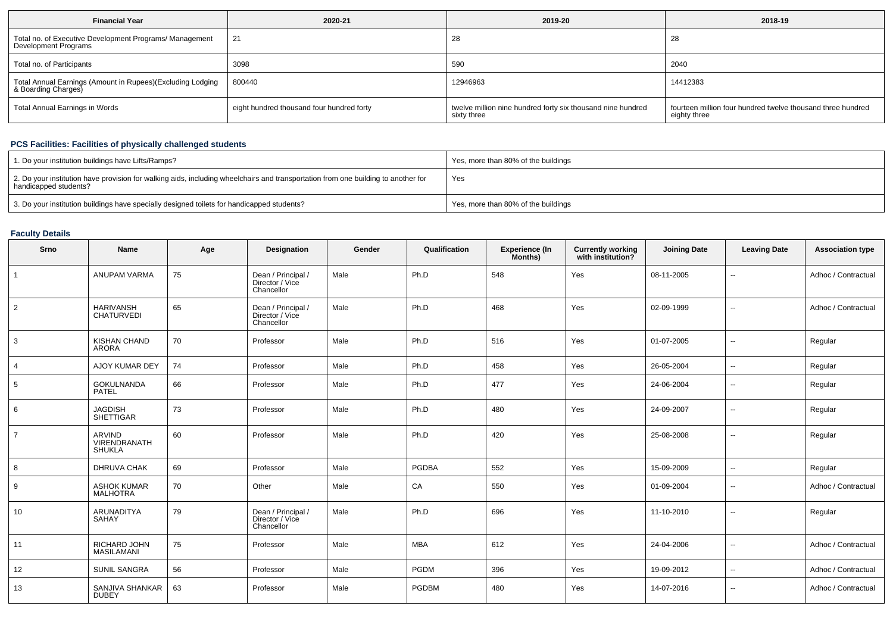| Financial Year | 2020-21 | 2019-20 | 2018-19 |
| --- | --- | --- | --- |
| Total no. of Executive Development Programs/ Management Development Programs | 21 | 28 | 28 |
| Total no. of Participants | 3098 | 590 | 2040 |
| Total Annual Earnings (Amount in Rupees)(Excluding Lodging & Boarding Charges) | 800440 | 12946963 | 14412383 |
| Total Annual Earnings in Words | eight hundred thousand four hundred forty | twelve million nine hundred forty six thousand nine hundred sixty three | fourteen million four hundred twelve thousand three hundred eighty three |

## PCS Facilities: Facilities of physically challenged students

| | |
| --- | --- |
| 1. Do your institution buildings have Lifts/Ramps? | Yes, more than 80% of the buildings |
| 2. Do your institution have provision for walking aids, including wheelchairs and transportation from one building to another for handicapped students? | Yes |
| 3. Do your institution buildings have specially designed toilets for handicapped students? | Yes, more than 80% of the buildings |

## Faculty Details

| Srno | Name | Age | Designation | Gender | Qualification | Experience (In Months) | Currently working with institution? | Joining Date | Leaving Date | Association type |
| --- | --- | --- | --- | --- | --- | --- | --- | --- | --- | --- |
| 1 | ANUPAM VARMA | 75 | Dean / Principal / Director / Vice Chancellor | Male | Ph.D | 548 | Yes | 08-11-2005 | -- | Adhoc / Contractual |
| 2 | HARIVANSH CHATURVEDI | 65 | Dean / Principal / Director / Vice Chancellor | Male | Ph.D | 468 | Yes | 02-09-1999 | -- | Adhoc / Contractual |
| 3 | KISHAN CHAND ARORA | 70 | Professor | Male | Ph.D | 516 | Yes | 01-07-2005 | -- | Regular |
| 4 | AJOY KUMAR DEY | 74 | Professor | Male | Ph.D | 458 | Yes | 26-05-2004 | -- | Regular |
| 5 | GOKULNANDA PATEL | 66 | Professor | Male | Ph.D | 477 | Yes | 24-06-2004 | -- | Regular |
| 6 | JAGDISH SHETTIGAR | 73 | Professor | Male | Ph.D | 480 | Yes | 24-09-2007 | -- | Regular |
| 7 | ARVIND VIRENDRANATH SHUKLA | 60 | Professor | Male | Ph.D | 420 | Yes | 25-08-2008 | -- | Regular |
| 8 | DHRUVA CHAK | 69 | Professor | Male | PGDBA | 552 | Yes | 15-09-2009 | -- | Regular |
| 9 | ASHOK KUMAR MALHOTRA | 70 | Other | Male | CA | 550 | Yes | 01-09-2004 | -- | Adhoc / Contractual |
| 10 | ARUNADITYA SAHAY | 79 | Dean / Principal / Director / Vice Chancellor | Male | Ph.D | 696 | Yes | 11-10-2010 | -- | Regular |
| 11 | RICHARD JOHN MASILAMANI | 75 | Professor | Male | MBA | 612 | Yes | 24-04-2006 | -- | Adhoc / Contractual |
| 12 | SUNIL SANGRA | 56 | Professor | Male | PGDM | 396 | Yes | 19-09-2012 | -- | Adhoc / Contractual |
| 13 | SANJIVA SHANKAR DUBEY | 63 | Professor | Male | PGDBM | 480 | Yes | 14-07-2016 | -- | Adhoc / Contractual |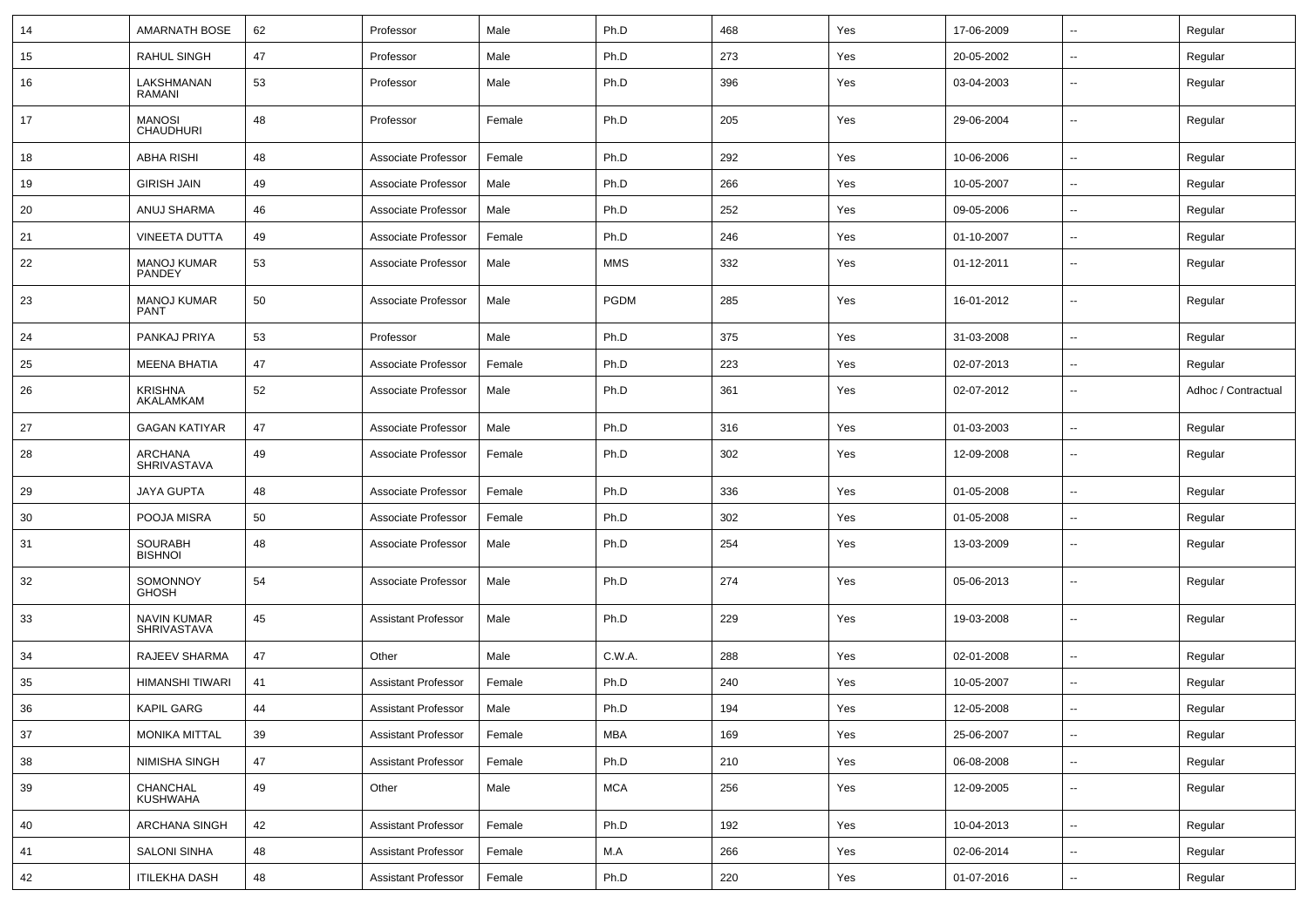| 14 | AMARNATH BOSE | 62 | Professor | Male | Ph.D | 468 | Yes | 17-06-2009 | -- | Regular |
|---|---|---|---|---|---|---|---|---|---|---|
| 15 | RAHUL SINGH | 47 | Professor | Male | Ph.D | 273 | Yes | 20-05-2002 | -- | Regular |
| 16 | LAKSHMANAN RAMANI | 53 | Professor | Male | Ph.D | 396 | Yes | 03-04-2003 | -- | Regular |
| 17 | MANOSI CHAUDHURI | 48 | Professor | Female | Ph.D | 205 | Yes | 29-06-2004 | -- | Regular |
| 18 | ABHA RISHI | 48 | Associate Professor | Female | Ph.D | 292 | Yes | 10-06-2006 | -- | Regular |
| 19 | GIRISH JAIN | 49 | Associate Professor | Male | Ph.D | 266 | Yes | 10-05-2007 | -- | Regular |
| 20 | ANUJ SHARMA | 46 | Associate Professor | Male | Ph.D | 252 | Yes | 09-05-2006 | -- | Regular |
| 21 | VINEETA DUTTA | 49 | Associate Professor | Female | Ph.D | 246 | Yes | 01-10-2007 | -- | Regular |
| 22 | MANOJ KUMAR PANDEY | 53 | Associate Professor | Male | MMS | 332 | Yes | 01-12-2011 | -- | Regular |
| 23 | MANOJ KUMAR PANT | 50 | Associate Professor | Male | PGDM | 285 | Yes | 16-01-2012 | -- | Regular |
| 24 | PANKAJ PRIYA | 53 | Professor | Male | Ph.D | 375 | Yes | 31-03-2008 | -- | Regular |
| 25 | MEENA BHATIA | 47 | Associate Professor | Female | Ph.D | 223 | Yes | 02-07-2013 | -- | Regular |
| 26 | KRISHNA AKALAMKAM | 52 | Associate Professor | Male | Ph.D | 361 | Yes | 02-07-2012 | -- | Adhoc / Contractual |
| 27 | GAGAN KATIYAR | 47 | Associate Professor | Male | Ph.D | 316 | Yes | 01-03-2003 | -- | Regular |
| 28 | ARCHANA SHRIVASTAVA | 49 | Associate Professor | Female | Ph.D | 302 | Yes | 12-09-2008 | -- | Regular |
| 29 | JAYA GUPTA | 48 | Associate Professor | Female | Ph.D | 336 | Yes | 01-05-2008 | -- | Regular |
| 30 | POOJA MISRA | 50 | Associate Professor | Female | Ph.D | 302 | Yes | 01-05-2008 | -- | Regular |
| 31 | SOURABH BISHNOI | 48 | Associate Professor | Male | Ph.D | 254 | Yes | 13-03-2009 | -- | Regular |
| 32 | SOMONNOY GHOSH | 54 | Associate Professor | Male | Ph.D | 274 | Yes | 05-06-2013 | -- | Regular |
| 33 | NAVIN KUMAR SHRIVASTAVA | 45 | Assistant Professor | Male | Ph.D | 229 | Yes | 19-03-2008 | -- | Regular |
| 34 | RAJEEV SHARMA | 47 | Other | Male | C.W.A. | 288 | Yes | 02-01-2008 | -- | Regular |
| 35 | HIMANSHI TIWARI | 41 | Assistant Professor | Female | Ph.D | 240 | Yes | 10-05-2007 | -- | Regular |
| 36 | KAPIL GARG | 44 | Assistant Professor | Male | Ph.D | 194 | Yes | 12-05-2008 | -- | Regular |
| 37 | MONIKA MITTAL | 39 | Assistant Professor | Female | MBA | 169 | Yes | 25-06-2007 | -- | Regular |
| 38 | NIMISHA SINGH | 47 | Assistant Professor | Female | Ph.D | 210 | Yes | 06-08-2008 | -- | Regular |
| 39 | CHANCHAL KUSHWAHA | 49 | Other | Male | MCA | 256 | Yes | 12-09-2005 | -- | Regular |
| 40 | ARCHANA SINGH | 42 | Assistant Professor | Female | Ph.D | 192 | Yes | 10-04-2013 | -- | Regular |
| 41 | SALONI SINHA | 48 | Assistant Professor | Female | M.A | 266 | Yes | 02-06-2014 | -- | Regular |
| 42 | ITILEKHA DASH | 48 | Assistant Professor | Female | Ph.D | 220 | Yes | 01-07-2016 | -- | Regular |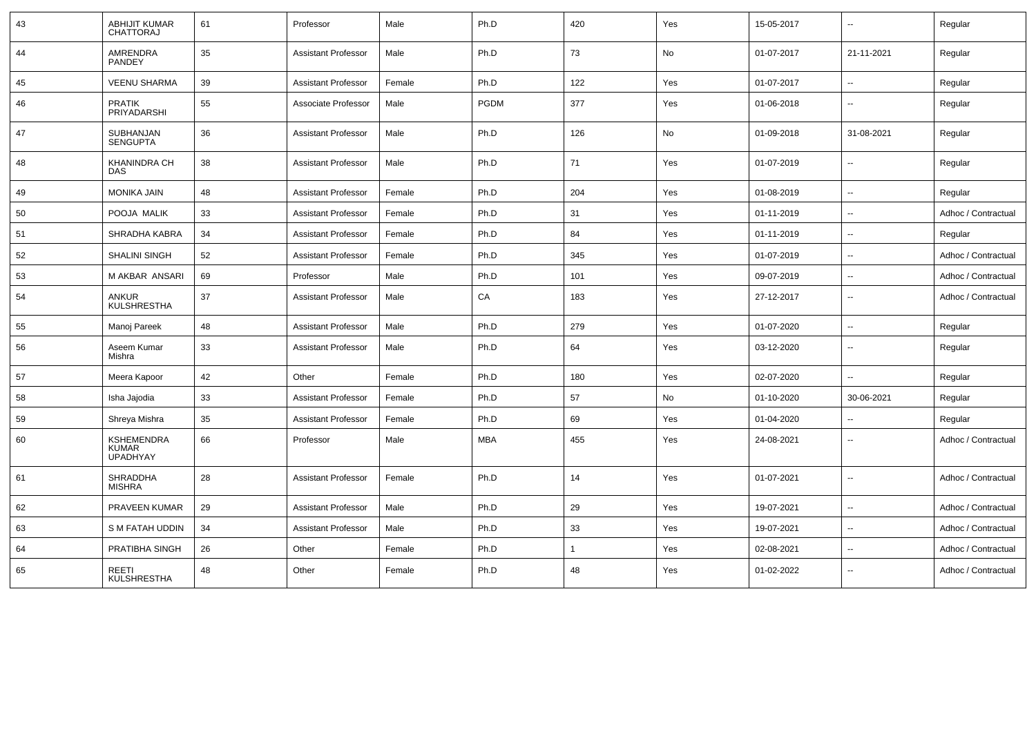| | | | | | | | | | | |
|---|---|---|---|---|---|---|---|---|---|---|
| 43 | ABHIJIT KUMAR CHATTORAJ | 61 | Professor | Male | Ph.D | 420 | Yes | 15-05-2017 | -- | Regular |
| 44 | AMRENDRA PANDEY | 35 | Assistant Professor | Male | Ph.D | 73 | No | 01-07-2017 | 21-11-2021 | Regular |
| 45 | VEENU SHARMA | 39 | Assistant Professor | Female | Ph.D | 122 | Yes | 01-07-2017 | -- | Regular |
| 46 | PRATIK PRIYADARSHI | 55 | Associate Professor | Male | PGDM | 377 | Yes | 01-06-2018 | -- | Regular |
| 47 | SUBHANJAN SENGUPTA | 36 | Assistant Professor | Male | Ph.D | 126 | No | 01-09-2018 | 31-08-2021 | Regular |
| 48 | KHANINDRA CH DAS | 38 | Assistant Professor | Male | Ph.D | 71 | Yes | 01-07-2019 | -- | Regular |
| 49 | MONIKA JAIN | 48 | Assistant Professor | Female | Ph.D | 204 | Yes | 01-08-2019 | -- | Regular |
| 50 | POOJA MALIK | 33 | Assistant Professor | Female | Ph.D | 31 | Yes | 01-11-2019 | -- | Adhoc / Contractual |
| 51 | SHRADHA KABRA | 34 | Assistant Professor | Female | Ph.D | 84 | Yes | 01-11-2019 | -- | Regular |
| 52 | SHALINI SINGH | 52 | Assistant Professor | Female | Ph.D | 345 | Yes | 01-07-2019 | -- | Adhoc / Contractual |
| 53 | M AKBAR ANSARI | 69 | Professor | Male | Ph.D | 101 | Yes | 09-07-2019 | -- | Adhoc / Contractual |
| 54 | ANKUR KULSHRESTHA | 37 | Assistant Professor | Male | CA | 183 | Yes | 27-12-2017 | -- | Adhoc / Contractual |
| 55 | Manoj Pareek | 48 | Assistant Professor | Male | Ph.D | 279 | Yes | 01-07-2020 | -- | Regular |
| 56 | Aseem Kumar Mishra | 33 | Assistant Professor | Male | Ph.D | 64 | Yes | 03-12-2020 | -- | Regular |
| 57 | Meera Kapoor | 42 | Other | Female | Ph.D | 180 | Yes | 02-07-2020 | -- | Regular |
| 58 | Isha Jajodia | 33 | Assistant Professor | Female | Ph.D | 57 | No | 01-10-2020 | 30-06-2021 | Regular |
| 59 | Shreya Mishra | 35 | Assistant Professor | Female | Ph.D | 69 | Yes | 01-04-2020 | -- | Regular |
| 60 | KSHEMENDRA KUMAR UPADHYAY | 66 | Professor | Male | MBA | 455 | Yes | 24-08-2021 | -- | Adhoc / Contractual |
| 61 | SHRADDHA MISHRA | 28 | Assistant Professor | Female | Ph.D | 14 | Yes | 01-07-2021 | -- | Adhoc / Contractual |
| 62 | PRAVEEN KUMAR | 29 | Assistant Professor | Male | Ph.D | 29 | Yes | 19-07-2021 | -- | Adhoc / Contractual |
| 63 | S M FATAH UDDIN | 34 | Assistant Professor | Male | Ph.D | 33 | Yes | 19-07-2021 | -- | Adhoc / Contractual |
| 64 | PRATIBHA SINGH | 26 | Other | Female | Ph.D | 1 | Yes | 02-08-2021 | -- | Adhoc / Contractual |
| 65 | REETI KULSHRESTHA | 48 | Other | Female | Ph.D | 48 | Yes | 01-02-2022 | -- | Adhoc / Contractual |